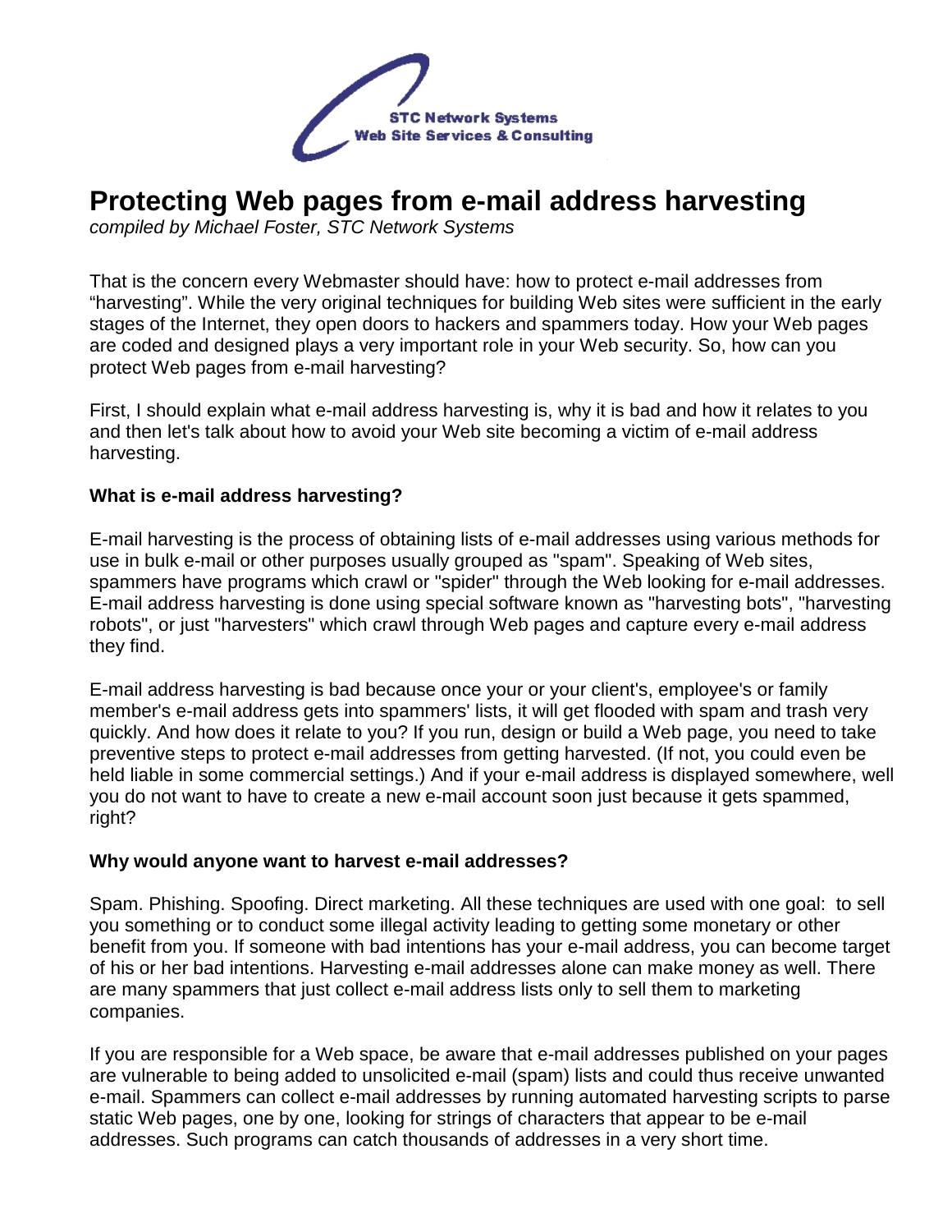STC Network Systems
Web Site Services & Consulting

# Protecting Web pages from e-mail address harvesting

*compiled by Michael Foster, STC Network Systems*

That is the concern every Webmaster should have: how to protect e-mail addresses from "harvesting". While the very original techniques for building Web sites were sufficient in the early stages of the Internet, they open doors to hackers and spammers today. How your Web pages are coded and designed plays a very important role in your Web security. So, how can you protect Web pages from e-mail harvesting?

First, I should explain what e-mail address harvesting is, why it is bad and how it relates to you and then let's talk about how to avoid your Web site becoming a victim of e-mail address harvesting.

**What is e-mail address harvesting?**

E-mail harvesting is the process of obtaining lists of e-mail addresses using various methods for use in bulk e-mail or other purposes usually grouped as "spam". Speaking of Web sites, spammers have programs which crawl or "spider" through the Web looking for e-mail addresses. E-mail address harvesting is done using special software known as "harvesting bots", "harvesting robots", or just "harvesters" which crawl through Web pages and capture every e-mail address they find.

E-mail address harvesting is bad because once your or your client's, employee's or family member's e-mail address gets into spammers' lists, it will get flooded with spam and trash very quickly. And how does it relate to you? If you run, design or build a Web page, you need to take preventive steps to protect e-mail addresses from getting harvested. (If not, you could even be held liable in some commercial settings.) And if your e-mail address is displayed somewhere, well you do not want to have to create a new e-mail account soon just because it gets spammed, right?

**Why would anyone want to harvest e-mail addresses?**

Spam. Phishing. Spoofing. Direct marketing. All these techniques are used with one goal: to sell you something or to conduct some illegal activity leading to getting some monetary or other benefit from you. If someone with bad intentions has your e-mail address, you can become target of his or her bad intentions. Harvesting e-mail addresses alone can make money as well. There are many spammers that just collect e-mail address lists only to sell them to marketing companies.

If you are responsible for a Web space, be aware that e-mail addresses published on your pages are vulnerable to being added to unsolicited e-mail (spam) lists and could thus receive unwanted e-mail. Spammers can collect e-mail addresses by running automated harvesting scripts to parse static Web pages, one by one, looking for strings of characters that appear to be e-mail addresses. Such programs can catch thousands of addresses in a very short time.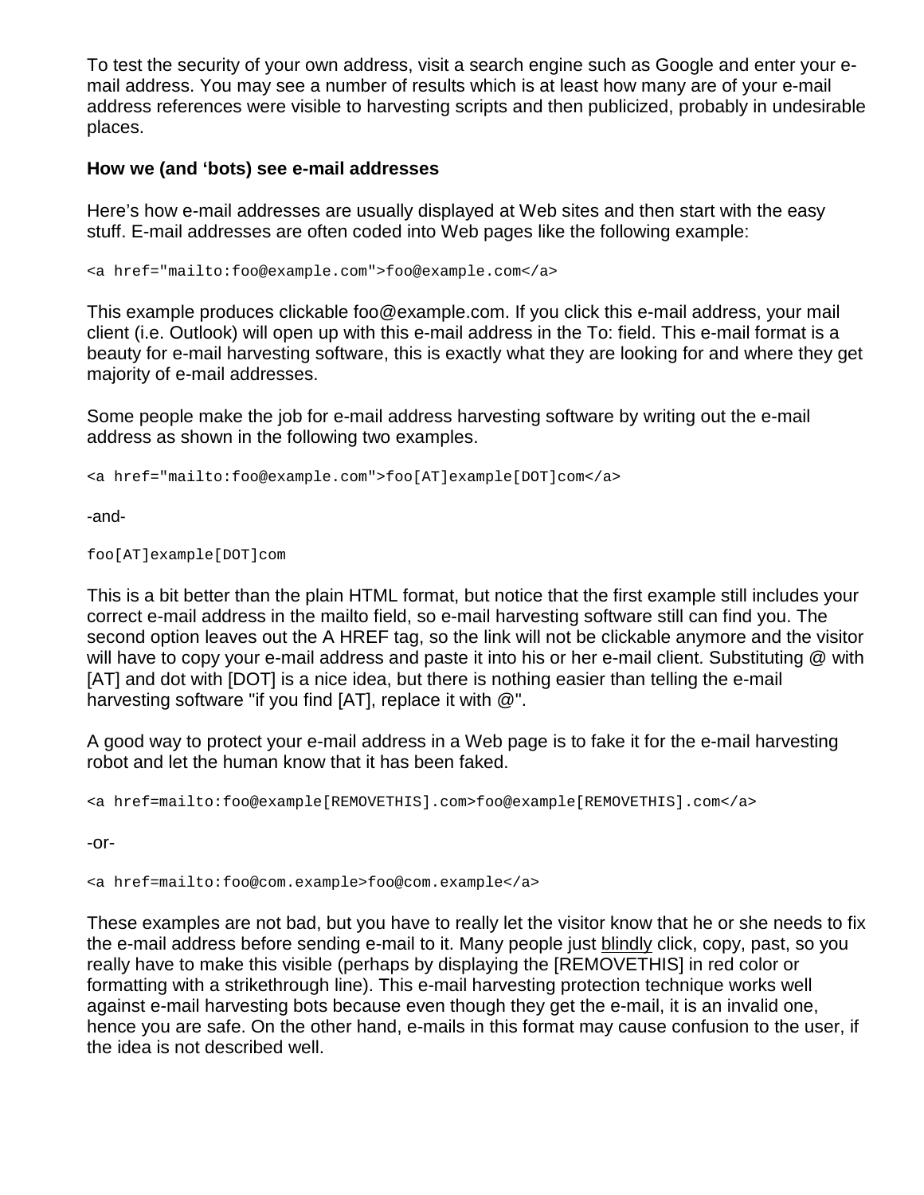To test the security of your own address, visit a search engine such as Google and enter your e-mail address. You may see a number of results which is at least how many are of your e-mail address references were visible to harvesting scripts and then publicized, probably in undesirable places.

**How we (and 'bots) see e-mail addresses**

Here's how e-mail addresses are usually displayed at Web sites and then start with the easy stuff. E-mail addresses are often coded into Web pages like the following example:

```
<a href="mailto:foo@example.com">foo@example.com</a>
```

This example produces clickable foo@example.com. If you click this e-mail address, your mail client (i.e. Outlook) will open up with this e-mail address in the To: field. This e-mail format is a beauty for e-mail harvesting software, this is exactly what they are looking for and where they get majority of e-mail addresses.

Some people make the job for e-mail address harvesting software by writing out the e-mail address as shown in the following two examples.

```
<a href="mailto:foo@example.com">foo[AT]example[DOT]com</a>
```

-and-

```
foo[AT]example[DOT]com
```

This is a bit better than the plain HTML format, but notice that the first example still includes your correct e-mail address in the mailto field, so e-mail harvesting software still can find you. The second option leaves out the A HREF tag, so the link will not be clickable anymore and the visitor will have to copy your e-mail address and paste it into his or her e-mail client. Substituting @ with [AT] and dot with [DOT] is a nice idea, but there is nothing easier than telling the e-mail harvesting software "if you find [AT], replace it with @".

A good way to protect your e-mail address in a Web page is to fake it for the e-mail harvesting robot and let the human know that it has been faked.

```
<a href=mailto:foo@example[REMOVETHIS].com>foo@example[REMOVETHIS].com</a>
```

-or-

```
<a href=mailto:foo@com.example>foo@com.example</a>
```

These examples are not bad, but you have to really let the visitor know that he or she needs to fix the e-mail address before sending e-mail to it. Many people just blindly click, copy, past, so you really have to make this visible (perhaps by displaying the [REMOVETHIS] in red color or formatting with a strikethrough line). This e-mail harvesting protection technique works well against e-mail harvesting bots because even though they get the e-mail, it is an invalid one, hence you are safe. On the other hand, e-mails in this format may cause confusion to the user, if the idea is not described well.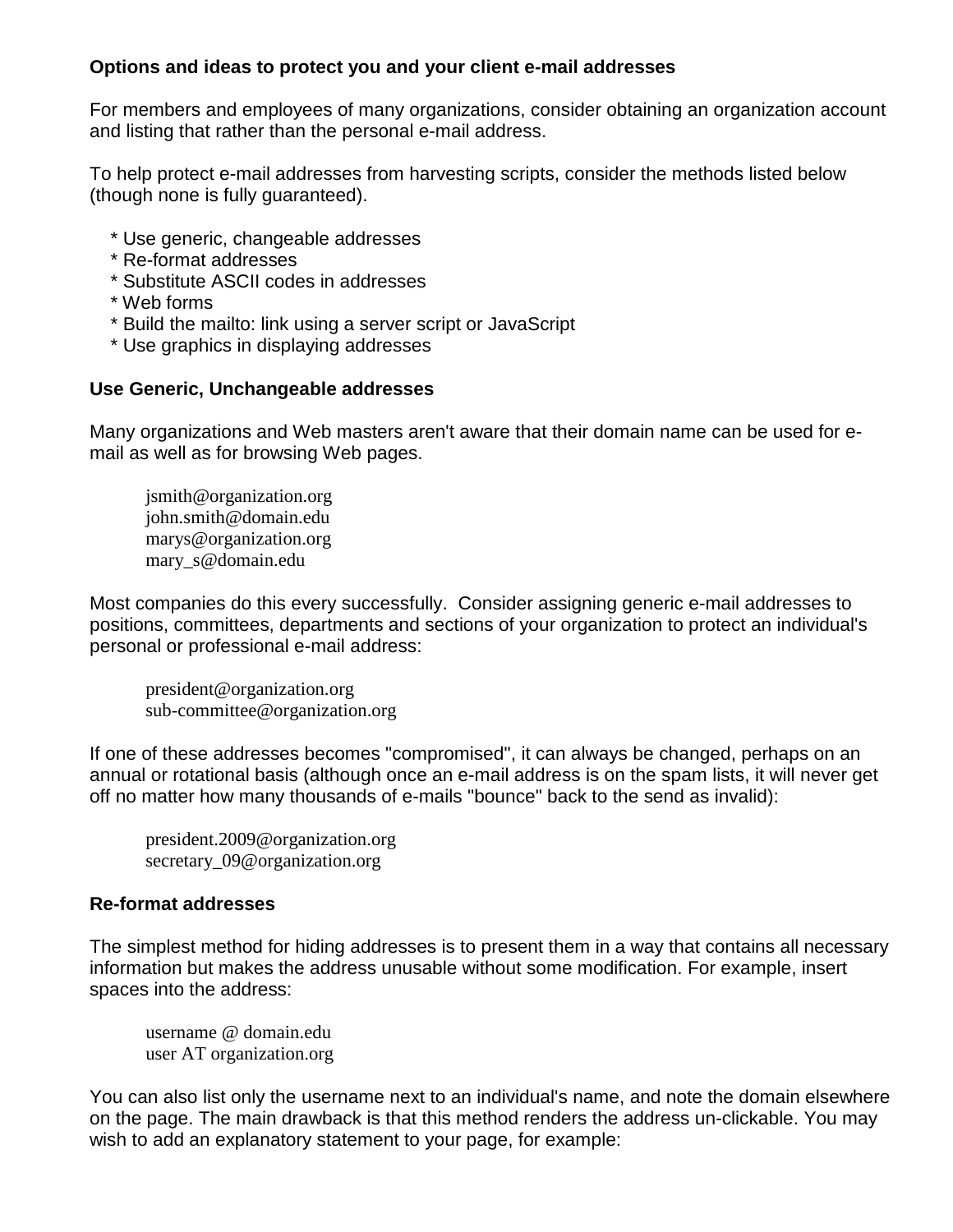**Options and ideas to protect you and your client e-mail addresses**

For members and employees of many organizations, consider obtaining an organization account and listing that rather than the personal e-mail address.

To help protect e-mail addresses from harvesting scripts, consider the methods listed below (though none is fully guaranteed).

* Use generic, changeable addresses
* Re-format addresses
* Substitute ASCII codes in addresses
* Web forms
* Build the mailto: link using a server script or JavaScript
* Use graphics in displaying addresses

**Use Generic, Unchangeable addresses**

Many organizations and Web masters aren't aware that their domain name can be used for e-mail as well as for browsing Web pages.

> jsmith@organization.org
> john.smith@domain.edu
> marys@organization.org
> mary_s@domain.edu

Most companies do this every successfully. Consider assigning generic e-mail addresses to positions, committees, departments and sections of your organization to protect an individual's personal or professional e-mail address:

> president@organization.org
> sub-committee@organization.org

If one of these addresses becomes "compromised", it can always be changed, perhaps on an annual or rotational basis (although once an e-mail address is on the spam lists, it will never get off no matter how many thousands of e-mails "bounce" back to the send as invalid):

> president.2009@organization.org
> secretary_09@organization.org

**Re-format addresses**

The simplest method for hiding addresses is to present them in a way that contains all necessary information but makes the address unusable without some modification. For example, insert spaces into the address:

> username @ domain.edu
> user AT organization.org

You can also list only the username next to an individual's name, and note the domain elsewhere on the page. The main drawback is that this method renders the address un-clickable. You may wish to add an explanatory statement to your page, for example: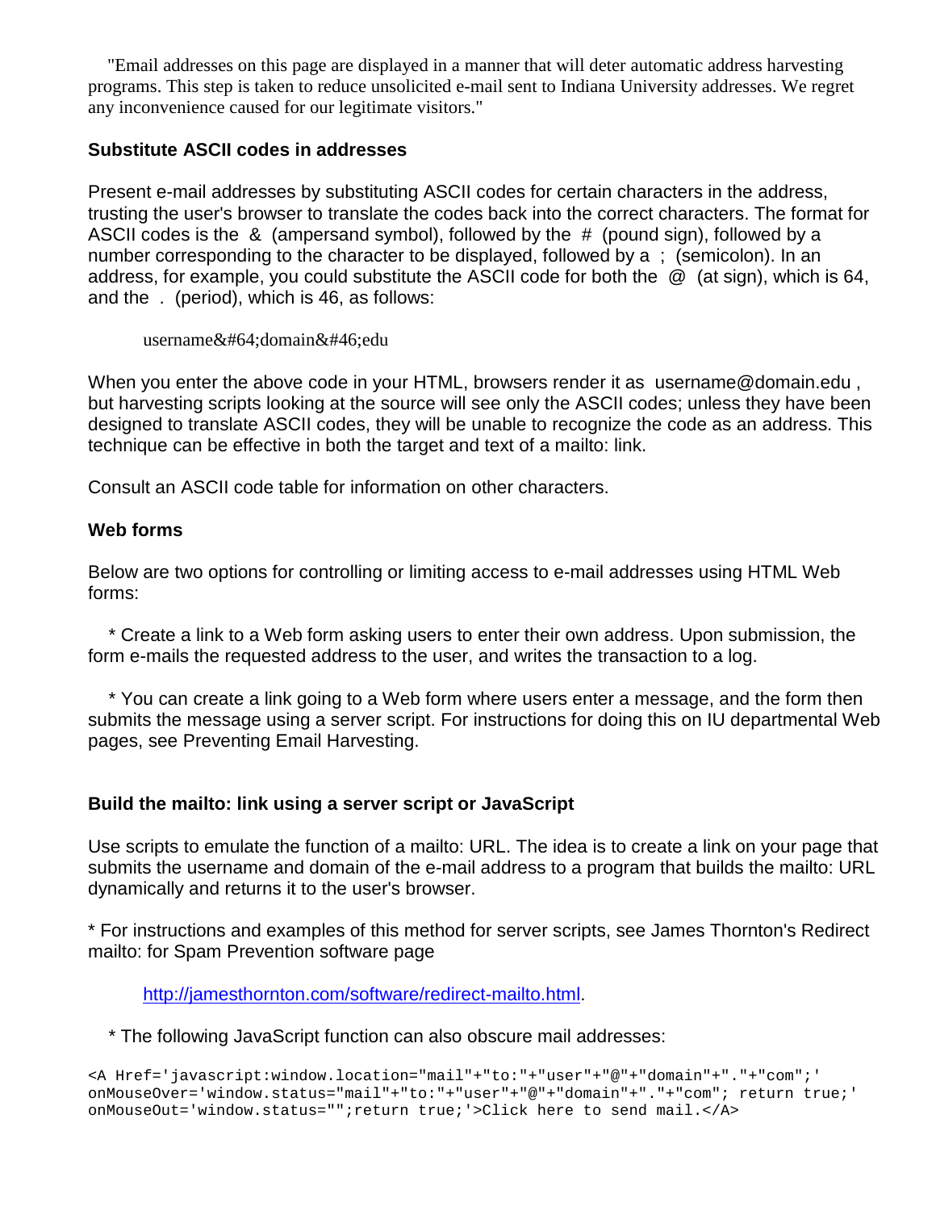"Email addresses on this page are displayed in a manner that will deter automatic address harvesting programs. This step is taken to reduce unsolicited e-mail sent to Indiana University addresses. We regret any inconvenience caused for our legitimate visitors."

**Substitute ASCII codes in addresses**

Present e-mail addresses by substituting ASCII codes for certain characters in the address, trusting the user's browser to translate the codes back into the correct characters. The format for ASCII codes is the & (ampersand symbol), followed by the # (pound sign), followed by a number corresponding to the character to be displayed, followed by a ; (semicolon). In an address, for example, you could substitute the ASCII code for both the @ (at sign), which is 64, and the . (period), which is 46, as follows:

username&#64;domain&#46;edu

When you enter the above code in your HTML, browsers render it as username@domain.edu , but harvesting scripts looking at the source will see only the ASCII codes; unless they have been designed to translate ASCII codes, they will be unable to recognize the code as an address. This technique can be effective in both the target and text of a mailto: link.

Consult an ASCII code table for information on other characters.

**Web forms**

Below are two options for controlling or limiting access to e-mail addresses using HTML Web forms:

* Create a link to a Web form asking users to enter their own address. Upon submission, the form e-mails the requested address to the user, and writes the transaction to a log.

* You can create a link going to a Web form where users enter a message, and the form then submits the message using a server script. For instructions for doing this on IU departmental Web pages, see Preventing Email Harvesting.

**Build the mailto: link using a server script or JavaScript**

Use scripts to emulate the function of a mailto: URL. The idea is to create a link on your page that submits the username and domain of the e-mail address to a program that builds the mailto: URL dynamically and returns it to the user's browser.

* For instructions and examples of this method for server scripts, see James Thornton's Redirect mailto: for Spam Prevention software page

http://jamesthornton.com/software/redirect-mailto.html.

* The following JavaScript function can also obscure mail addresses:

```
<A Href='javascript:window.location="mail"+"to:"+"user"+"@"+"domain"+"."+"com";'
onMouseOver='window.status="mail"+"to:"+"user"+"@"+"domain"+"."+"com"; return true;'
onMouseOut='window.status="";return true;'>Click here to send mail.</A>
```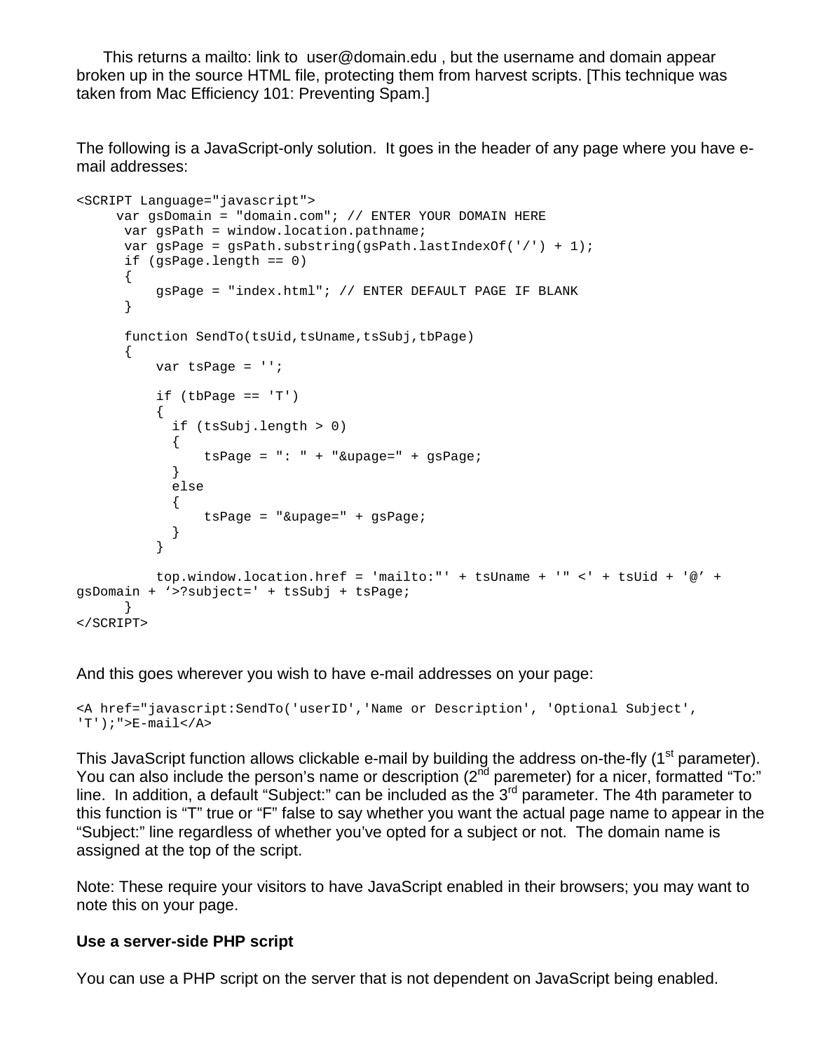This returns a mailto: link to user@domain.edu , but the username and domain appear broken up in the source HTML file, protecting them from harvest scripts. [This technique was taken from Mac Efficiency 101: Preventing Spam.]

The following is a JavaScript-only solution. It goes in the header of any page where you have e-mail addresses:

```
<SCRIPT Language="javascript">
     var gsDomain = "domain.com"; // ENTER YOUR DOMAIN HERE
      var gsPath = window.location.pathname;
      var gsPage = gsPath.substring(gsPath.lastIndexOf('/') + 1);
      if (gsPage.length == 0)
      {
          gsPage = "index.html"; // ENTER DEFAULT PAGE IF BLANK
      }

      function SendTo(tsUid,tsUname,tsSubj,tbPage)
      {
          var tsPage = '';

          if (tbPage == 'T')
          {
            if (tsSubj.length > 0)
            {
                tsPage = ": " + "&upage=" + gsPage;
            }
            else
            {
                tsPage = "&upage=" + gsPage;
            }
          }

          top.window.location.href = 'mailto:"' + tsUname + '" <' + tsUid + '@' +
gsDomain + '>?subject=' + tsSubj + tsPage;
      }
</SCRIPT>
```

And this goes wherever you wish to have e-mail addresses on your page:

```
<A href="javascript:SendTo('userID','Name or Description', 'Optional Subject',
'T');">E-mail</A>
```

This JavaScript function allows clickable e-mail by building the address on-the-fly (1st parameter). You can also include the person's name or description (2nd paremeter) for a nicer, formatted "To:" line. In addition, a default "Subject:" can be included as the 3rd parameter. The 4th parameter to this function is "T" true or "F" false to say whether you want the actual page name to appear in the "Subject:" line regardless of whether you've opted for a subject or not. The domain name is assigned at the top of the script.

Note: These require your visitors to have JavaScript enabled in their browsers; you may want to note this on your page.

**Use a server-side PHP script**

You can use a PHP script on the server that is not dependent on JavaScript being enabled.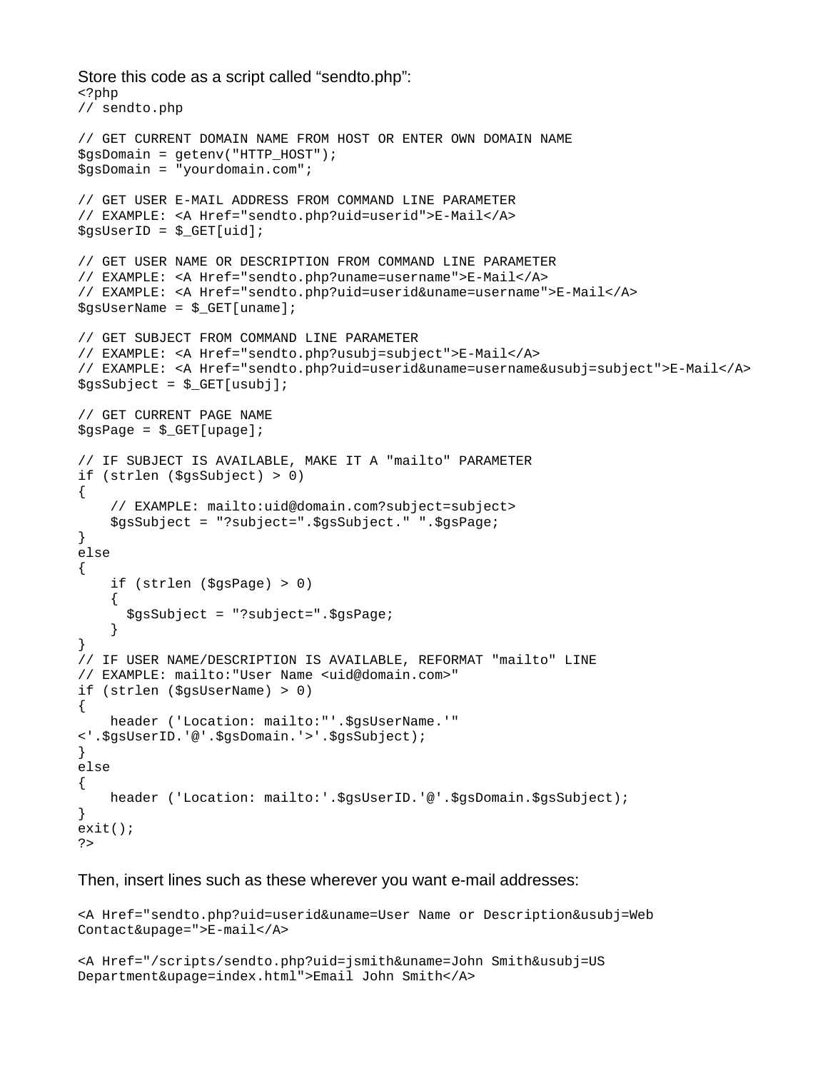Store this code as a script called “sendto.php”:

```
<?php
// sendto.php

// GET CURRENT DOMAIN NAME FROM HOST OR ENTER OWN DOMAIN NAME
$gsDomain = getenv("HTTP_HOST");
$gsDomain = "yourdomain.com";

// GET USER E-MAIL ADDRESS FROM COMMAND LINE PARAMETER
// EXAMPLE: <A Href="sendto.php?uid=userid">E-Mail</A>
$gsUserID = $_GET[uid];

// GET USER NAME OR DESCRIPTION FROM COMMAND LINE PARAMETER
// EXAMPLE: <A Href="sendto.php?uname=username">E-Mail</A>
// EXAMPLE: <A Href="sendto.php?uid=userid&uname=username">E-Mail</A>
$gsUserName = $_GET[uname];

// GET SUBJECT FROM COMMAND LINE PARAMETER
// EXAMPLE: <A Href="sendto.php?usubj=subject">E-Mail</A>
// EXAMPLE: <A Href="sendto.php?uid=userid&uname=username&usubj=subject">E-Mail</A>
$gsSubject = $_GET[usubj];

// GET CURRENT PAGE NAME
$gsPage = $_GET[upage];

// IF SUBJECT IS AVAILABLE, MAKE IT A "mailto" PARAMETER
if (strlen ($gsSubject) > 0)
{
    // EXAMPLE: mailto:uid@domain.com?subject=subject>
    $gsSubject = "?subject=".$gsSubject." ".$gsPage;
}
else
{
    if (strlen ($gsPage) > 0)
    {
      $gsSubject = "?subject=".$gsPage;
    }
}
// IF USER NAME/DESCRIPTION IS AVAILABLE, REFORMAT "mailto" LINE
// EXAMPLE: mailto:"User Name <uid@domain.com>"
if (strlen ($gsUserName) > 0)
{
    header ('Location: mailto:"'.$gsUserName.'"
<'.$gsUserID.'@'.$gsDomain.'>'.$gsSubject);
}
else
{
    header ('Location: mailto:'.$gsUserID.'@'.$gsDomain.$gsSubject);
}
exit();
?>
```

Then, insert lines such as these wherever you want e-mail addresses:

```
<A Href="sendto.php?uid=userid&uname=User Name or Description&usubj=Web
Contact&upage=">E-mail</A>

<A Href="/scripts/sendto.php?uid=jsmith&uname=John Smith&usubj=US
Department&upage=index.html">Email John Smith</A>
```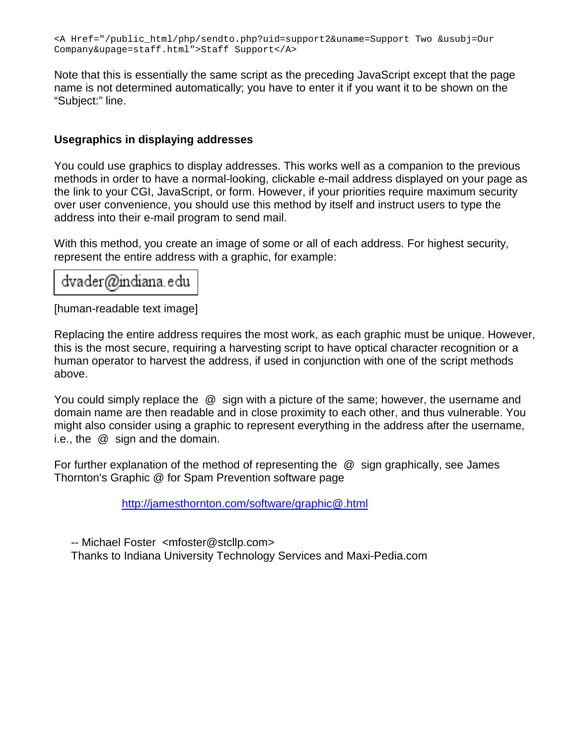```
<A Href="/public_html/php/sendto.php?uid=support2&uname=Support Two &usubj=Our Company&upage=staff.html">Staff Support</A>
```

Note that this is essentially the same script as the preceding JavaScript except that the page name is not determined automatically; you have to enter it if you want it to be shown on the "Subject:" line.

**Usegraphics in displaying addresses**

You could use graphics to display addresses. This works well as a companion to the previous methods in order to have a normal-looking, clickable e-mail address displayed on your page as the link to your CGI, JavaScript, or form. However, if your priorities require maximum security over user convenience, you should use this method by itself and instruct users to type the address into their e-mail program to send mail.

With this method, you create an image of some or all of each address. For highest security, represent the entire address with a graphic, for example:

dvader@indiana.edu

[human-readable text image]

Replacing the entire address requires the most work, as each graphic must be unique. However, this is the most secure, requiring a harvesting script to have optical character recognition or a human operator to harvest the address, if used in conjunction with one of the script methods above.

You could simply replace the @ sign with a picture of the same; however, the username and domain name are then readable and in close proximity to each other, and thus vulnerable. You might also consider using a graphic to represent everything in the address after the username, i.e., the @ sign and the domain.

For further explanation of the method of representing the @ sign graphically, see James Thornton's Graphic @ for Spam Prevention software page

http://jamesthornton.com/software/graphic@.html

-- Michael Foster <mfoster@stcllp.com>
Thanks to Indiana University Technology Services and Maxi-Pedia.com